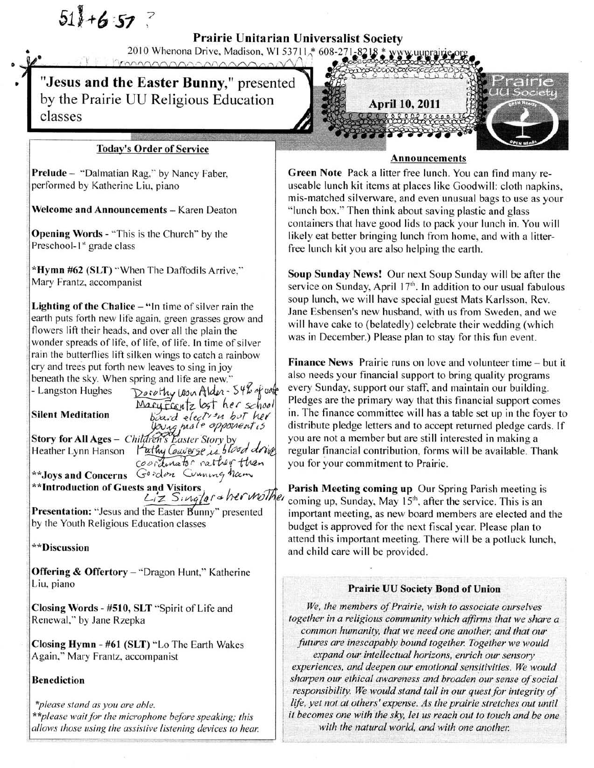51 + 6 57 ?

# Prairie Unitarian Universalist Society

2010 Whenona Drive, Madison, WI 53711 * 608-271-8218 * www.uuprairie.org

**"Jesus and the Easter Bunny,"** presented by the Prairie UU Religious Education classes

**April 10, 2011**

Prairie UU Society

## Today's Order of Service

**Prelude** – "Dalmatian Rag," by Nancy Faber, performed by Katherine Liu, piano

**Welcome and Announcements** – Karen Deaton

**Opening Words** - "This is the Church" by the Preschool-1st grade class

***Hymn #62 (SLT)** "When The Daffodils Arrive," Mary Frantz, accompanist

**Lighting of the Chalice** – "In time of silver rain the earth puts forth new life again, green grasses grow and flowers lift their heads, and over all the plain the wonder spreads of life, of life, of life. In time of silver rain the butterflies lift silken wings to catch a rainbow cry and trees put forth new leaves to sing in joy beneath the sky. When spring and life are new."
- Langston Hughes

Dorothy Von Alder - 54% of vote
Mary Frantz lost her school board election but her young male opponent is good
Kathy Converse is blood drive coordinator rather than Gordon Cumming ...

**Silent Meditation**

**Story for All Ages** – *Children's Easter Story* by Heather Lynn Hanson

****Joys and Concerns**

****Introduction of Guests and Visitors**

Liz Singler & her mother

**Presentation:** "Jesus and the Easter Bunny" presented by the Youth Religious Education classes

****Discussion**

**Offering & Offertory** – "Dragon Hunt," Katherine Liu, piano

**Closing Words** - #510, SLT "Spirit of Life and Renewal," by Jane Rzepka

**Closing Hymn** - #61 (SLT) "Lo The Earth Wakes Again," Mary Frantz, accompanist

**Benediction**

**please stand as you are able.*
***please wait for the microphone before speaking; this allows those using the assistive listening devices to hear.*

## Announcements

**Green Note** Pack a litter free lunch. You can find many re-useable lunch kit items at places like Goodwill: cloth napkins, mis-matched silverware, and even unusual bags to use as your "lunch box." Then think about saving plastic and glass containers that have good lids to pack your lunch in. You will likely eat better bringing lunch from home, and with a litter-free lunch kit you are also helping the earth.

**Soup Sunday News!** Our next Soup Sunday will be after the service on Sunday, April 17th. In addition to our usual fabulous soup lunch, we will have special guest Mats Karlsson, Rev. Jane Esbensen's new husband, with us from Sweden, and we will have cake to (belatedly) celebrate their wedding (which was in December.) Please plan to stay for this fun event.

**Finance News** Prairie runs on love and volunteer time – but it also needs your financial support to bring quality programs every Sunday, support our staff, and maintain our building. Pledges are the primary way that this financial support comes in. The finance committee will has a table set up in the foyer to distribute pledge letters and to accept returned pledge cards. If you are not a member but are still interested in making a regular financial contribution, forms will be available. Thank you for your commitment to Prairie.

**Parish Meeting coming up** Our Spring Parish meeting is coming up, Sunday, May 15th, after the service. This is an important meeting, as new board members are elected and the budget is approved for the next fiscal year. Please plan to attend this important meeting. There will be a potluck lunch, and child care will be provided.

### Prairie UU Society Bond of Union

*We, the members of Prairie, wish to associate ourselves together in a religious community which affirms that we share a common humanity, that we need one another, and that our futures are inescapably bound together. Together we would expand our intellectual horizons, enrich our sensory experiences, and deepen our emotional sensitivities. We would sharpen our ethical awareness and broaden our sense of social responsibility. We would stand tall in our quest for integrity of life, yet not at others' expense. As the prairie stretches out until it becomes one with the sky, let us reach out to touch and be one with the natural world, and with one another.*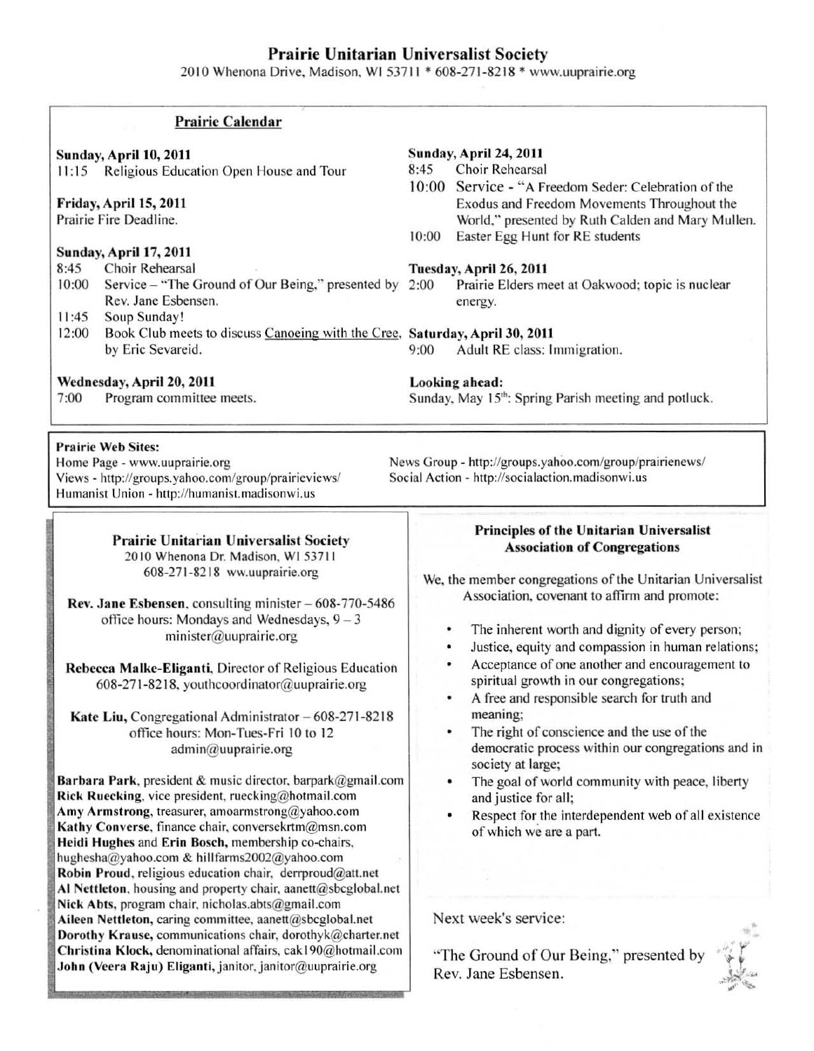# Prairie Unitarian Universalist Society

2010 Whenona Drive, Madison, WI 53711 * 608-271-8218 * www.uuprairie.org

## Prairie Calendar

**Sunday, April 10, 2011**
11:15 Religious Education Open House and Tour

**Friday, April 15, 2011**
Prairie Fire Deadline.

**Sunday, April 17, 2011**
8:45 Choir Rehearsal
10:00 Service – "The Ground of Our Being," presented by Rev. Jane Esbensen.
11:45 Soup Sunday!
12:00 Book Club meets to discuss Canoeing with the Cree, by Eric Sevareid.

**Wednesday, April 20, 2011**
7:00 Program committee meets.

**Sunday, April 24, 2011**
8:45 Choir Rehearsal
10:00 Service - "A Freedom Seder: Celebration of the Exodus and Freedom Movements Throughout the World," presented by Ruth Calden and Mary Mullen.
10:00 Easter Egg Hunt for RE students

**Tuesday, April 26, 2011**
2:00 Prairie Elders meet at Oakwood; topic is nuclear energy.

**Saturday, April 30, 2011**
9:00 Adult RE class: Immigration.

**Looking ahead:**
Sunday, May 15th: Spring Parish meeting and potluck.

**Prairie Web Sites:**
Home Page - www.uuprairie.org
Views - http://groups.yahoo.com/group/prairieviews/
Humanist Union - http://humanist.madisonwi.us
News Group - http://groups.yahoo.com/group/prairienews/
Social Action - http://socialaction.madisonwi.us

### Prairie Unitarian Universalist Society

2010 Whenona Dr. Madison, WI 53711
608-271-8218 ww.uuprairie.org

**Rev. Jane Esbensen**, consulting minister – 608-770-5486
office hours: Mondays and Wednesdays, 9 – 3
minister@uuprairie.org

**Rebecca Malke-Eliganti**, Director of Religious Education
608-271-8218, youthcoordinator@uuprairie.org

**Kate Liu**, Congregational Administrator – 608-271-8218
office hours: Mon-Tues-Fri 10 to 12
admin@uuprairie.org

**Barbara Park**, president & music director, barpark@gmail.com
**Rick Ruecking**, vice president, ruecking@hotmail.com
**Amy Armstrong**, treasurer, amoarmstrong@yahoo.com
**Kathy Converse**, finance chair, conversekrtm@msn.com
**Heidi Hughes** and **Erin Bosch**, membership co-chairs, hughesha@yahoo.com & hillfarms2002@yahoo.com
**Robin Proud**, religious education chair, derrproud@att.net
**Al Nettleton**, housing and property chair, aanett@sbcglobal.net
**Nick Abts**, program chair, nicholas.abts@gmail.com
**Aileen Nettleton**, caring committee, aanett@sbcglobal.net
**Dorothy Krause**, communications chair, dorothyk@charter.net
**Christina Klock**, denominational affairs, cak190@hotmail.com
**John (Veera Raju) Eliganti**, janitor, janitor@uuprairie.org

### Principles of the Unitarian Universalist Association of Congregations

We, the member congregations of the Unitarian Universalist Association, covenant to affirm and promote:

- The inherent worth and dignity of every person;
- Justice, equity and compassion in human relations;
- Acceptance of one another and encouragement to spiritual growth in our congregations;
- A free and responsible search for truth and meaning;
- The right of conscience and the use of the democratic process within our congregations and in society at large;
- The goal of world community with peace, liberty and justice for all;
- Respect for the interdependent web of all existence of which we are a part.

Next week's service:

"The Ground of Our Being," presented by Rev. Jane Esbensen.